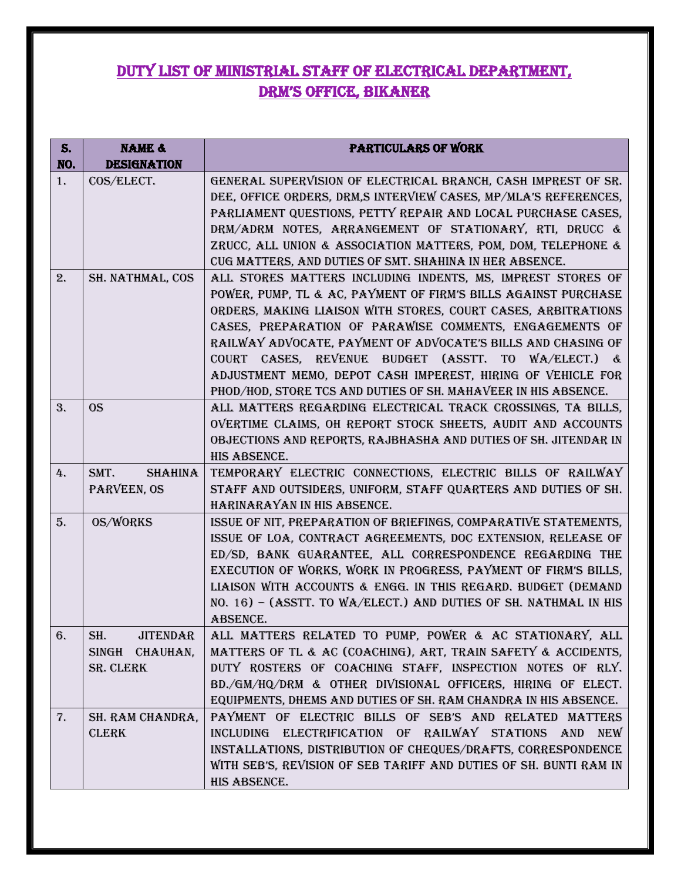# DUTY LIST OF MINISTRIAL STAFF OF ELECTRICAL DEPARTMENT, DRM'S OFFICE, BIKANER

| S. NO. | NAME & DESIGNATION | PARTICULARS OF WORK |
|---|---|---|
| 1. | COS/ELECT. | GENERAL SUPERVISION OF ELECTRICAL BRANCH, CASH IMPREST OF SR. DEE, OFFICE ORDERS, DRM,S INTERVIEW CASES, MP/MLA'S REFERENCES, PARLIAMENT QUESTIONS, PETTY REPAIR AND LOCAL PURCHASE CASES, DRM/ADRM NOTES, ARRANGEMENT OF STATIONARY, RTI, DRUCC & ZRUCC, ALL UNION & ASSOCIATION MATTERS, POM, DOM, TELEPHONE & CUG MATTERS, AND DUTIES OF SMT. SHAHINA IN HER ABSENCE. |
| 2. | SH. NATHMAL, COS | ALL STORES MATTERS INCLUDING INDENTS, MS, IMPREST STORES OF POWER, PUMP, TL & AC, PAYMENT OF FIRM'S BILLS AGAINST PURCHASE ORDERS, MAKING LIAISON WITH STORES, COURT CASES, ARBITRATIONS CASES, PREPARATION OF PARAWISE COMMENTS, ENGAGEMENTS OF RAILWAY ADVOCATE, PAYMENT OF ADVOCATE'S BILLS AND CHASING OF COURT CASES, REVENUE BUDGET (ASSTT. TO WA/ELECT.) & ADJUSTMENT MEMO, DEPOT CASH IMPEREST, HIRING OF VEHICLE FOR PHOD/HOD, STORE TCS AND DUTIES OF SH. MAHAVEER IN HIS ABSENCE. |
| 3. | OS | ALL MATTERS REGARDING ELECTRICAL TRACK CROSSINGS, TA BILLS, OVERTIME CLAIMS, OH REPORT STOCK SHEETS, AUDIT AND ACCOUNTS OBJECTIONS AND REPORTS, RAJBHASHA AND DUTIES OF SH. JITENDAR IN HIS ABSENCE. |
| 4. | SMT. SHAHINA PARVEEN, OS | TEMPORARY ELECTRIC CONNECTIONS, ELECTRIC BILLS OF RAILWAY STAFF AND OUTSIDERS, UNIFORM, STAFF QUARTERS AND DUTIES OF SH. HARINARAYAN IN HIS ABSENCE. |
| 5. | OS/WORKS | ISSUE OF NIT, PREPARATION OF BRIEFINGS, COMPARATIVE STATEMENTS, ISSUE OF LOA, CONTRACT AGREEMENTS, DOC EXTENSION, RELEASE OF ED/SD, BANK GUARANTEE, ALL CORRESPONDENCE REGARDING THE EXECUTION OF WORKS, WORK IN PROGRESS, PAYMENT OF FIRM'S BILLS, LIAISON WITH ACCOUNTS & ENGG. IN THIS REGARD. BUDGET (DEMAND NO. 16) – (ASSTT. TO WA/ELECT.) AND DUTIES OF SH. NATHMAL IN HIS ABSENCE. |
| 6. | SH. JITENDAR SINGH CHAUHAN, SR. CLERK | ALL MATTERS RELATED TO PUMP, POWER & AC STATIONARY, ALL MATTERS OF TL & AC (COACHING), ART, TRAIN SAFETY & ACCIDENTS, DUTY ROSTERS OF COACHING STAFF, INSPECTION NOTES OF RLY. BD./GM/HQ/DRM & OTHER DIVISIONAL OFFICERS, HIRING OF ELECT. EQUIPMENTS, DHEMS AND DUTIES OF SH. RAM CHANDRA IN HIS ABSENCE. |
| 7. | SH. RAM CHANDRA, CLERK | PAYMENT OF ELECTRIC BILLS OF SEB'S AND RELATED MATTERS INCLUDING ELECTRIFICATION OF RAILWAY STATIONS AND NEW INSTALLATIONS, DISTRIBUTION OF CHEQUES/DRAFTS, CORRESPONDENCE WITH SEB'S, REVISION OF SEB TARIFF AND DUTIES OF SH. BUNTI RAM IN HIS ABSENCE. |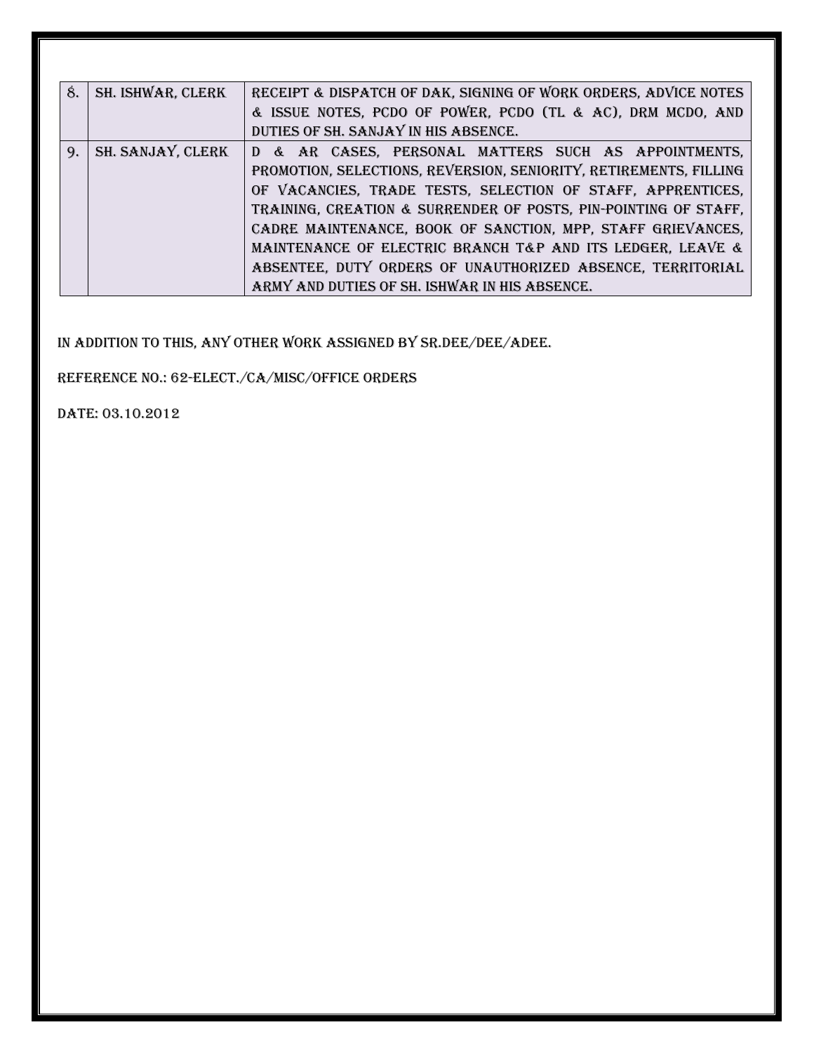| | | |
|---|---|---|
| 8. | SH. ISHWAR, CLERK | RECEIPT & DISPATCH OF DAK, SIGNING OF WORK ORDERS, ADVICE NOTES & ISSUE NOTES, PCDO OF POWER, PCDO (TL & AC), DRM MCDO, AND DUTIES OF SH. SANJAY IN HIS ABSENCE. |
| 9. | SH. SANJAY, CLERK | D & AR CASES, PERSONAL MATTERS SUCH AS APPOINTMENTS, PROMOTION, SELECTIONS, REVERSION, SENIORITY, RETIREMENTS, FILLING OF VACANCIES, TRADE TESTS, SELECTION OF STAFF, APPRENTICES, TRAINING, CREATION & SURRENDER OF POSTS, PIN-POINTING OF STAFF, CADRE MAINTENANCE, BOOK OF SANCTION, MPP, STAFF GRIEVANCES, MAINTENANCE OF ELECTRIC BRANCH T&P AND ITS LEDGER, LEAVE & ABSENTEE, DUTY ORDERS OF UNAUTHORIZED ABSENCE, TERRITORIAL ARMY AND DUTIES OF SH. ISHWAR IN HIS ABSENCE. |

IN ADDITION TO THIS, ANY OTHER WORK ASSIGNED BY SR.DEE/DEE/ADEE.

REFERENCE NO.: 62-ELECT./CA/MISC/OFFICE ORDERS

DATE: 03.10.2012